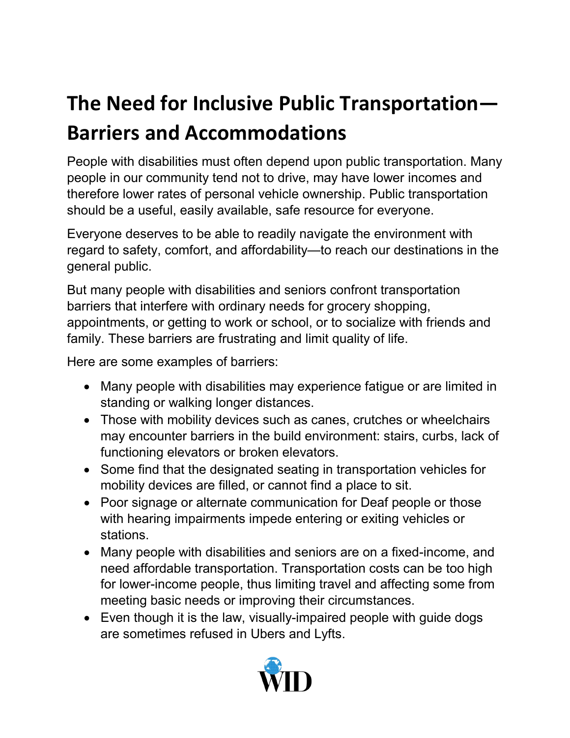# The Need for Inclusive Public Transportation—Barriers and Accommodations

People with disabilities must often depend upon public transportation. Many people in our community tend not to drive, may have lower incomes and therefore lower rates of personal vehicle ownership. Public transportation should be a useful, easily available, safe resource for everyone.

Everyone deserves to be able to readily navigate the environment with regard to safety, comfort, and affordability—to reach our destinations in the general public.

But many people with disabilities and seniors confront transportation barriers that interfere with ordinary needs for grocery shopping, appointments, or getting to work or school, or to socialize with friends and family. These barriers are frustrating and limit quality of life.

Here are some examples of barriers:

- Many people with disabilities may experience fatigue or are limited in standing or walking longer distances.
- Those with mobility devices such as canes, crutches or wheelchairs may encounter barriers in the build environment: stairs, curbs, lack of functioning elevators or broken elevators.
- Some find that the designated seating in transportation vehicles for mobility devices are filled, or cannot find a place to sit.
- Poor signage or alternate communication for Deaf people or those with hearing impairments impede entering or exiting vehicles or stations.
- Many people with disabilities and seniors are on a fixed-income, and need affordable transportation. Transportation costs can be too high for lower-income people, thus limiting travel and affecting some from meeting basic needs or improving their circumstances.
- Even though it is the law, visually-impaired people with guide dogs are sometimes refused in Ubers and Lyfts.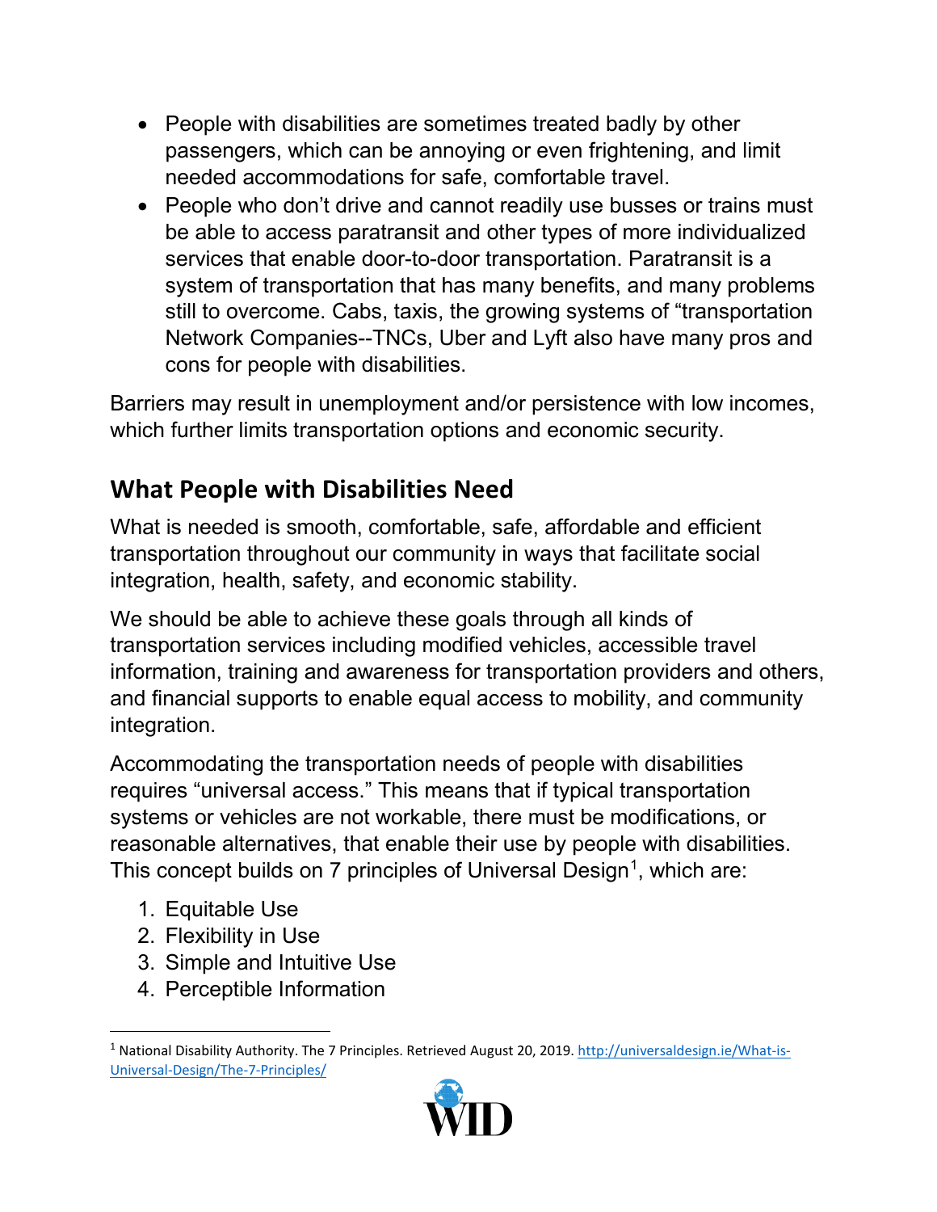- People with disabilities are sometimes treated badly by other passengers, which can be annoying or even frightening, and limit needed accommodations for safe, comfortable travel.
- People who don't drive and cannot readily use busses or trains must be able to access paratransit and other types of more individualized services that enable door-to-door transportation. Paratransit is a system of transportation that has many benefits, and many problems still to overcome. Cabs, taxis, the growing systems of "transportation Network Companies--TNCs, Uber and Lyft also have many pros and cons for people with disabilities.

Barriers may result in unemployment and/or persistence with low incomes, which further limits transportation options and economic security.

## What People with Disabilities Need

What is needed is smooth, comfortable, safe, affordable and efficient transportation throughout our community in ways that facilitate social integration, health, safety, and economic stability.

We should be able to achieve these goals through all kinds of transportation services including modified vehicles, accessible travel information, training and awareness for transportation providers and others, and financial supports to enable equal access to mobility, and community integration.

Accommodating the transportation needs of people with disabilities requires "universal access." This means that if typical transportation systems or vehicles are not workable, there must be modifications, or reasonable alternatives, that enable their use by people with disabilities. This concept builds on 7 principles of Universal Design[1], which are:

1. Equitable Use
2. Flexibility in Use
3. Simple and Intuitive Use
4. Perceptible Information

[1] National Disability Authority. The 7 Principles. Retrieved August 20, 2019. http://universaldesign.ie/What-is-Universal-Design/The-7-Principles/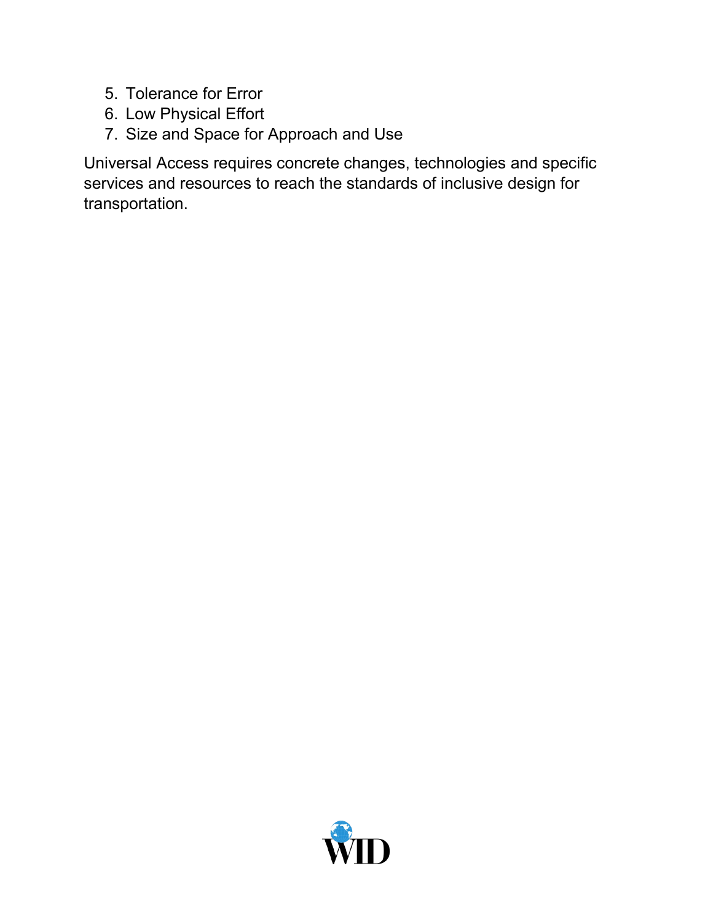5. Tolerance for Error
6. Low Physical Effort
7. Size and Space for Approach and Use

Universal Access requires concrete changes, technologies and specific services and resources to reach the standards of inclusive design for transportation.